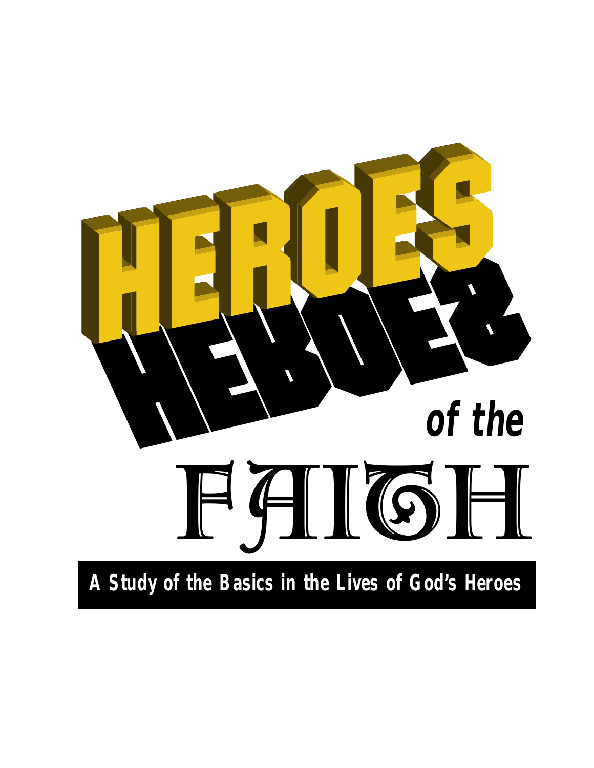# HEROES of the FAITH

**A Study of the Basics in the Lives of God's Heroes**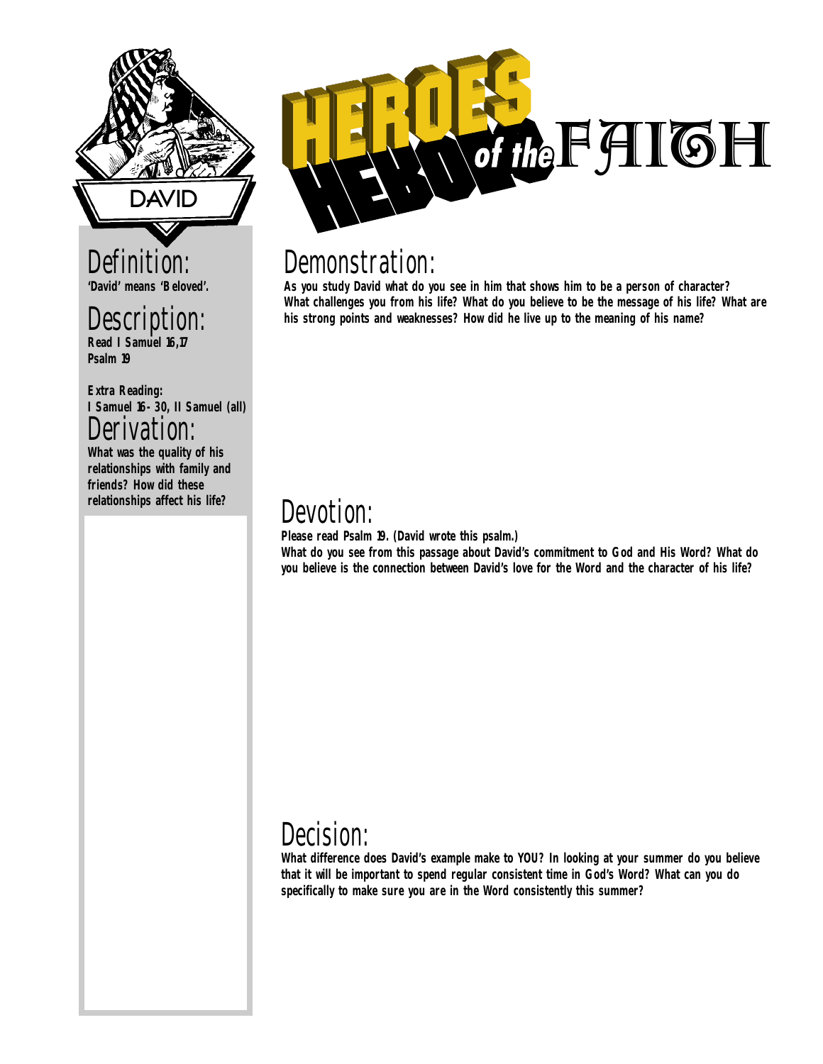# HEROES of the FAITH

DAVID

## Definition:

**'David' means 'Beloved'.**

## Description:

**Read I Samuel 16,17**
**Psalm 19**

**Extra Reading:**
**I Samuel 16 - 30, II Samuel (all)**

## Derivation:

**What was the quality of his relationships with family and friends? How did these relationships affect his life?**

## Demonstration:

**As you study David what do you see in him that shows him to be a person of character? What challenges you from his life? What do you believe to be the message of his life? What are his strong points and weaknesses? How did he live up to the meaning of his name?**

## Devotion:

**Please read Psalm 19. (David wrote this psalm.)**
**What do you see from this passage about David's commitment to God and His Word? What do you believe is the connection between David's love for the Word and the character of his life?**

## Decision:

**What difference does David's example make to YOU? In looking at your summer do you believe that it will be important to spend regular consistent time in God's Word? What can you do specifically to make sure you are in the Word consistently this summer?**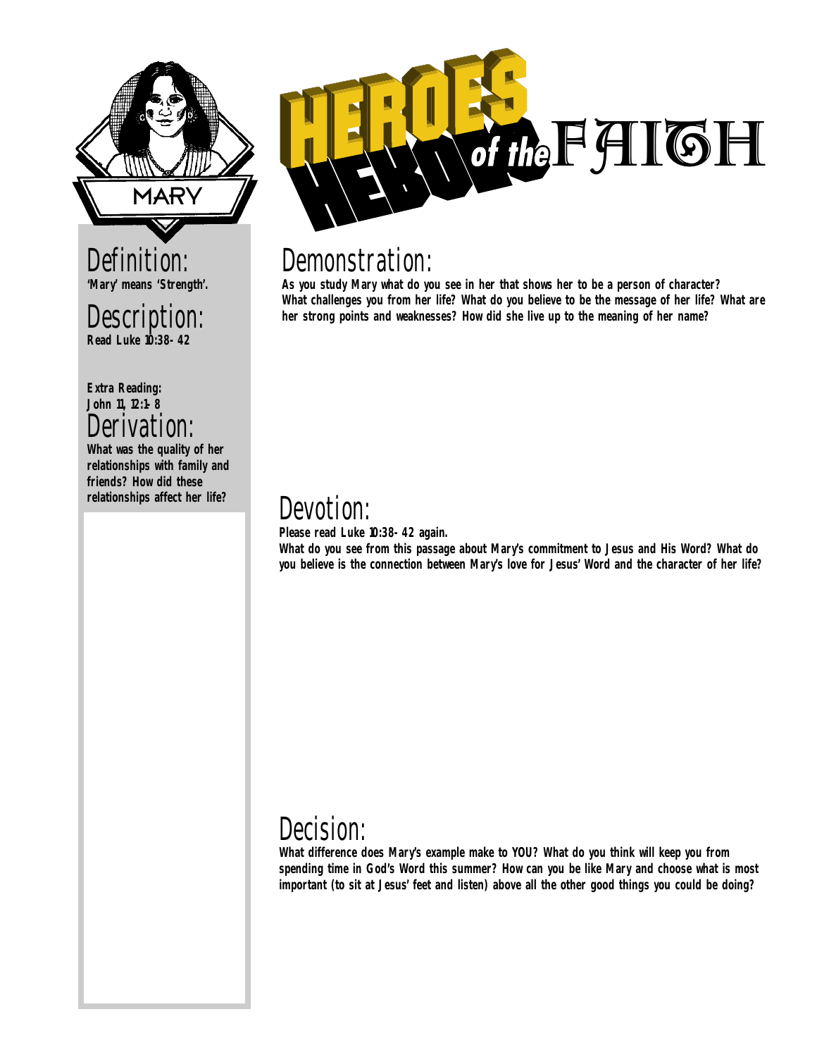MARY

# HEROES of the FAITH

## Definition:

**'Mary' means 'Strength'.**

## Description:

**Read Luke 10:38- 42**

**Extra Reading:**
**John 11, 12:1- 8**

## Derivation:

**What was the quality of her relationships with family and friends? How did these relationships affect her life?**

## Demonstration:

**As you study Mary what do you see in her that shows her to be a person of character? What challenges you from her life? What do you believe to be the message of her life? What are her strong points and weaknesses? How did she live up to the meaning of her name?**

## Devotion:

**Please read Luke 10:38- 42 again.**
**What do you see from this passage about Mary's commitment to Jesus and His Word? What do you believe is the connection between Mary's love for Jesus' Word and the character of her life?**

## Decision:

**What difference does Mary's example make to YOU? What do you think will keep you from spending time in God's Word this summer? How can you be like Mary and choose what is most important (to sit at Jesus' feet and listen) above all the other good things you could be doing?**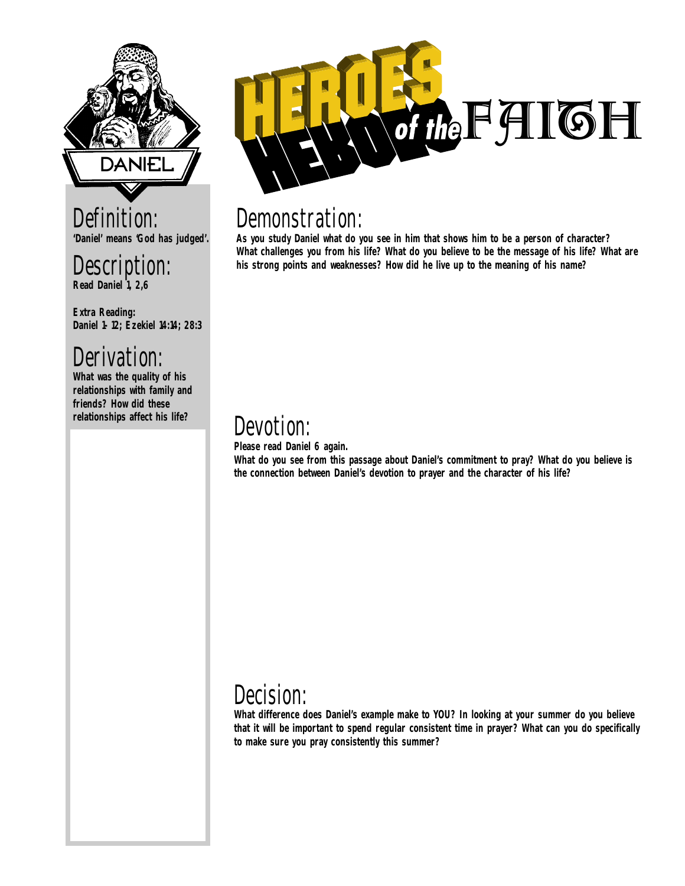# HEROES of the FAITH

DANIEL

## Definition:

**'Daniel' means 'God has judged'.**

## Description:

**Read Daniel 1, 2,6**

**Extra Reading:**
**Daniel 1- 12; Ezekiel 14:14; 28:3**

## Derivation:

**What was the quality of his relationships with family and friends? How did these relationships affect his life?**

## Demonstration:

**As you study Daniel what do you see in him that shows him to be a person of character? What challenges you from his life? What do you believe to be the message of his life? What are his strong points and weaknesses? How did he live up to the meaning of his name?**

## Devotion:

**Please read Daniel 6 again.**
**What do you see from this passage about Daniel's commitment to pray? What do you believe is the connection between Daniel's devotion to prayer and the character of his life?**

## Decision:

**What difference does Daniel's example make to YOU? In looking at your summer do you believe that it will be important to spend regular consistent time in prayer? What can you do specifically to make sure you pray consistently this summer?**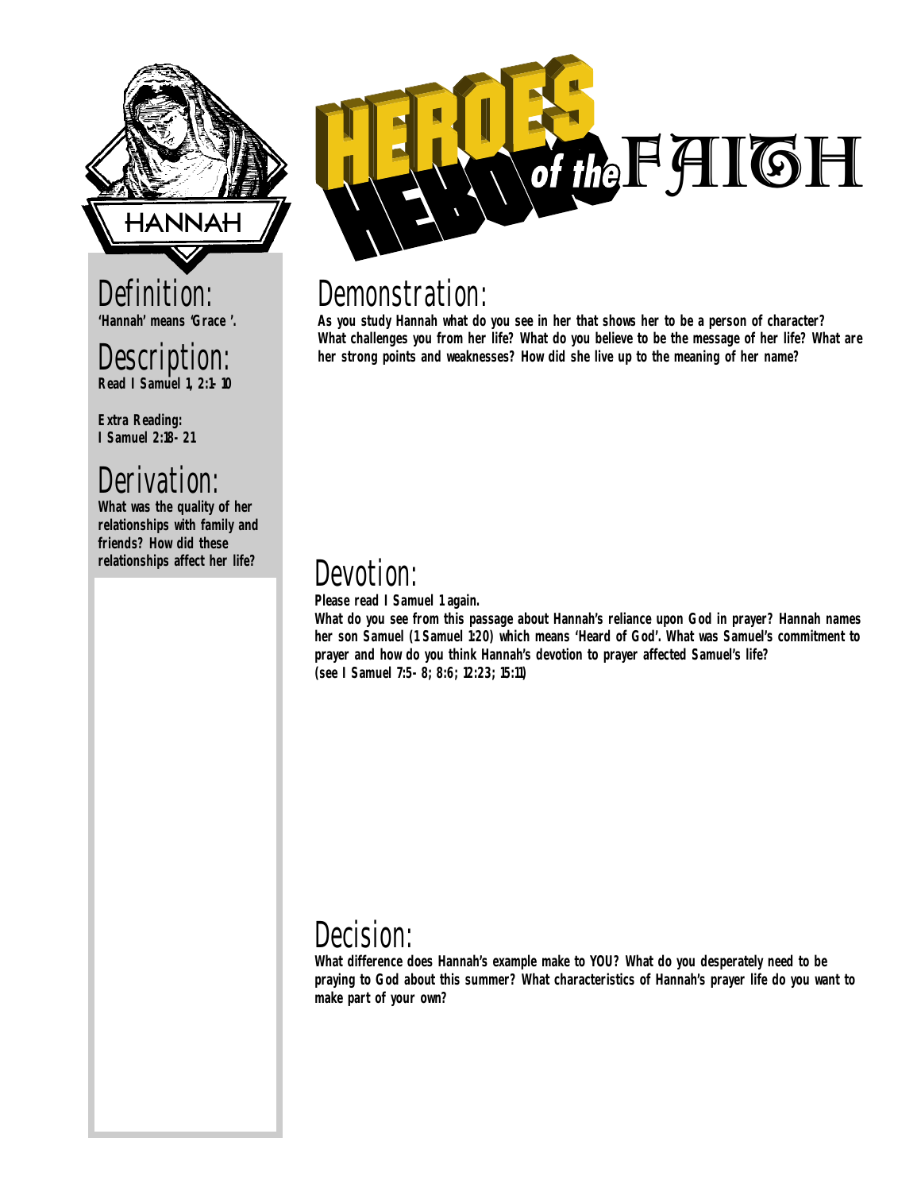# HEROES of the FAITH

## HANNAH

## Definition:

**'Hannah' means 'Grace '.**

## Description:

**Read I Samuel 1, 2:1- 10**

**Extra Reading:**
**I Samuel 2:18- 21**

## Derivation:

**What was the quality of her relationships with family and friends? How did these relationships affect her life?**

## Demonstration:

**As you study Hannah what do you see in her that shows her to be a person of character? What challenges you from her life? What do you believe to be the message of her life? What are her strong points and weaknesses? How did she live up to the meaning of her name?**

## Devotion:

**Please read I Samuel 1 again.**
**What do you see from this passage about Hannah's reliance upon God in prayer? Hannah names her son Samuel (1 Samuel 1:20) which means 'Heard of God'. What was Samuel's commitment to prayer and how do you think Hannah's devotion to prayer affected Samuel's life?**
**(see I Samuel 7:5- 8; 8:6; 12:23; 15:11)**

## Decision:

**What difference does Hannah's example make to YOU? What do you desperately need to be praying to God about this summer? What characteristics of Hannah's prayer life do you want to make part of your own?**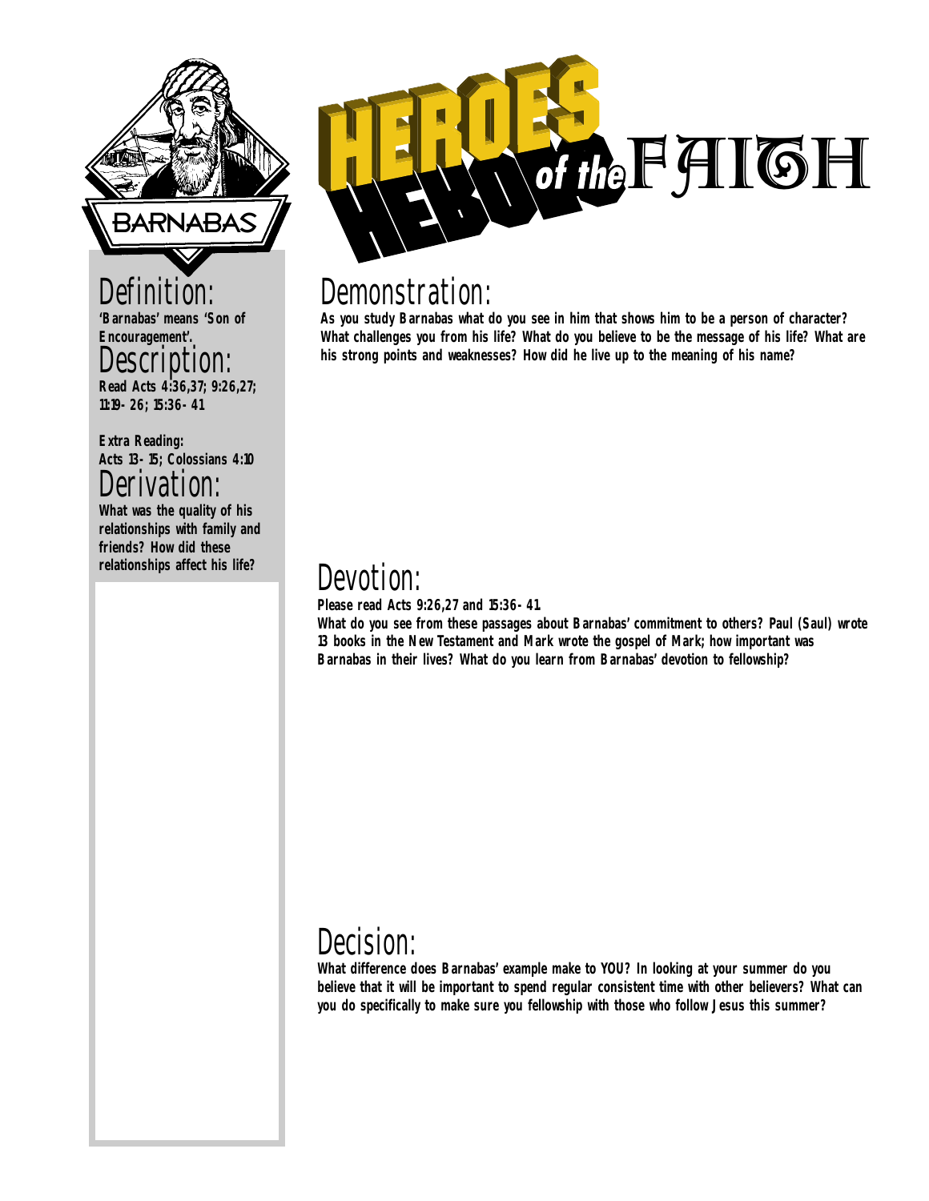# HEROES of the FAITH

BARNABAS

## Definition:

**'Barnabas' means 'Son of Encouragement'.**

## Description:

**Read Acts 4:36,37; 9:26,27; 11:19-26; 15:36-41**

**Extra Reading:**
**Acts 13-15; Colossians 4:10**

## Derivation:

**What was the quality of his relationships with family and friends? How did these relationships affect his life?**

## Demonstration:

**As you study Barnabas what do you see in him that shows him to be a person of character? What challenges you from his life? What do you believe to be the message of his life? What are his strong points and weaknesses? How did he live up to the meaning of his name?**

## Devotion:

**Please read Acts 9:26,27 and 15:36-41.**
**What do you see from these passages about Barnabas' commitment to others? Paul (Saul) wrote 13 books in the New Testament and Mark wrote the gospel of Mark; how important was Barnabas in their lives? What do you learn from Barnabas' devotion to fellowship?**

## Decision:

**What difference does Barnabas' example make to YOU? In looking at your summer do you believe that it will be important to spend regular consistent time with other believers? What can you do specifically to make sure you fellowship with those who follow Jesus this summer?**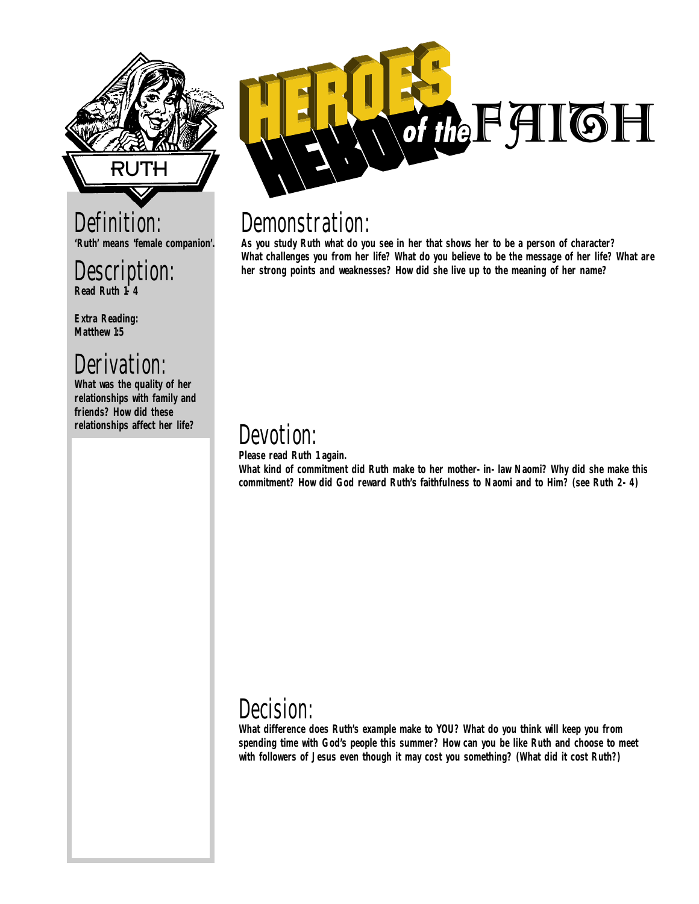# HEROES of the FAITH

RUTH

## Definition:

**'Ruth' means 'female companion'.**

## Description:

**Read Ruth 1-4**

**Extra Reading: Matthew 1:5**

## Derivation:

**What was the quality of her relationships with family and friends? How did these relationships affect her life?**

## Demonstration:

**As you study Ruth what do you see in her that shows her to be a person of character? What challenges you from her life? What do you believe to be the message of her life? What are her strong points and weaknesses? How did she live up to the meaning of her name?**

## Devotion:

**Please read Ruth 1 again.**

**What kind of commitment did Ruth make to her mother-in-law Naomi? Why did she make this commitment? How did God reward Ruth's faithfulness to Naomi and to Him? (see Ruth 2-4)**

## Decision:

**What difference does Ruth's example make to YOU? What do you think will keep you from spending time with God's people this summer? How can you be like Ruth and choose to meet with followers of Jesus even though it may cost you something? (What did it cost Ruth?)**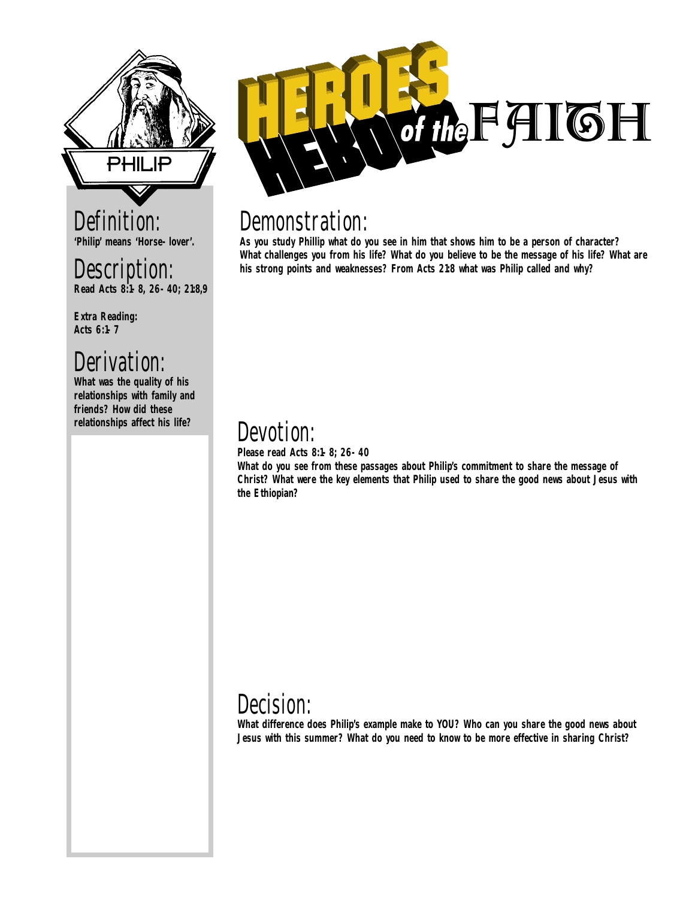# HEROES of the FAITH

PHILIP

## Definition:

**'Philip' means 'Horse- lover'.**

## Description:

**Read Acts 8:1- 8, 26- 40; 21:8,9**

**Extra Reading:**
**Acts 6:1- 7**

## Derivation:

**What was the quality of his relationships with family and friends? How did these relationships affect his life?**

## Demonstration:

**As you study Phillip what do you see in him that shows him to be a person of character? What challenges you from his life? What do you believe to be the message of his life? What are his strong points and weaknesses? From Acts 21:8 what was Philip called and why?**

## Devotion:

**Please read Acts 8:1- 8; 26- 40**
**What do you see from these passages about Philip's commitment to share the message of Christ? What were the key elements that Philip used to share the good news about Jesus with the Ethiopian?**

## Decision:

**What difference does Philip's example make to YOU? Who can you share the good news about Jesus with this summer? What do you need to know to be more effective in sharing Christ?**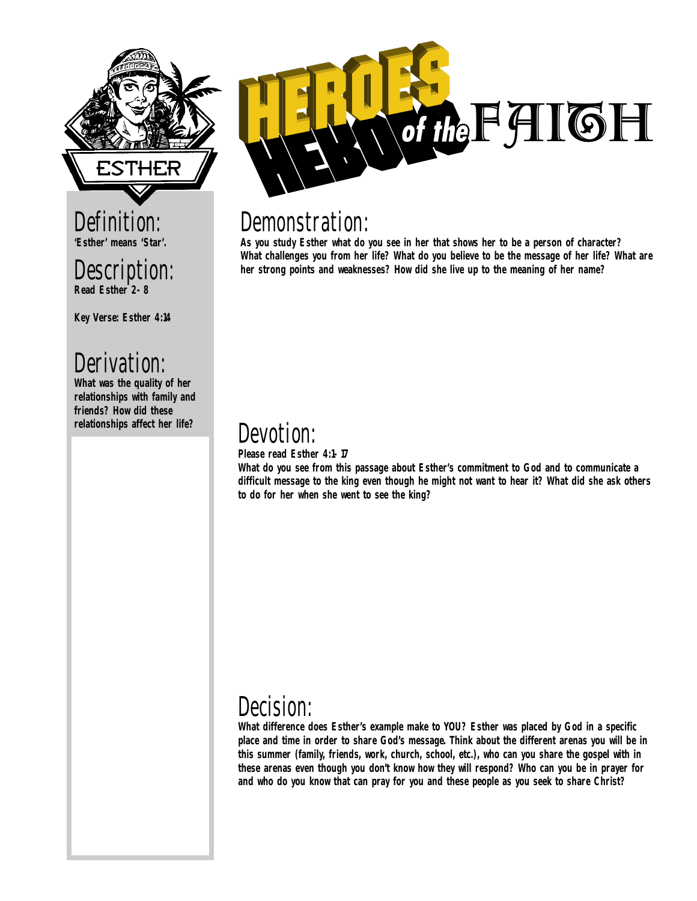ESTHER

# HEROES of the FAITH

## Definition:

**'Esther' means 'Star'.**

## Description:

**Read Esther 2- 8**

**Key Verse: Esther 4:14**

## Derivation:

**What was the quality of her relationships with family and friends? How did these relationships affect her life?**

## Demonstration:

**As you study Esther what do you see in her that shows her to be a person of character? What challenges you from her life? What do you believe to be the message of her life? What are her strong points and weaknesses? How did she live up to the meaning of her name?**

## Devotion:

**Please read Esther 4:1- 17**

**What do you see from this passage about Esther's commitment to God and to communicate a difficult message to the king even though he might not want to hear it? What did she ask others to do for her when she went to see the king?**

## Decision:

**What difference does Esther's example make to YOU? Esther was placed by God in a specific place and time in order to share God's message. Think about the different arenas you will be in this summer (family, friends, work, church, school, etc.), who can you share the gospel with in these arenas even though you don't know how they will respond? Who can you be in prayer for and who do you know that can pray for you and these people as you seek to share Christ?**